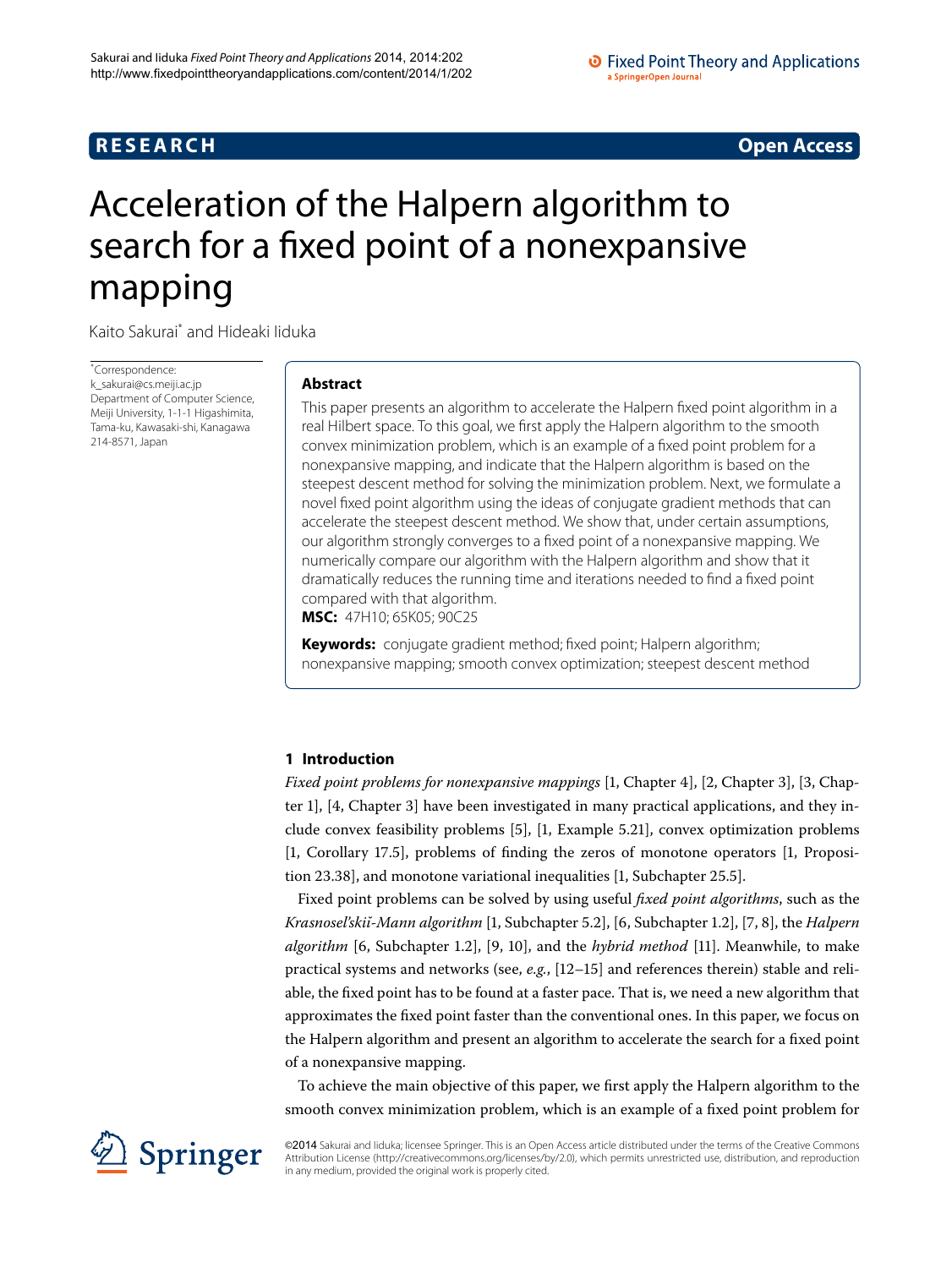**RESEARCH** **Open Access**

# Acceleration of the Halpern algorithm to search for a fixed point of a nonexpansive mapping

Kaito Sakurai* and Hideaki Iiduka

*Correspondence: k_sakurai@cs.meiji.ac.jp
Department of Computer Science, Meiji University, 1-1-1 Higashimita, Tama-ku, Kawasaki-shi, Kanagawa 214-8571, Japan

## Abstract

This paper presents an algorithm to accelerate the Halpern fixed point algorithm in a real Hilbert space. To this goal, we first apply the Halpern algorithm to the smooth convex minimization problem, which is an example of a fixed point problem for a nonexpansive mapping, and indicate that the Halpern algorithm is based on the steepest descent method for solving the minimization problem. Next, we formulate a novel fixed point algorithm using the ideas of conjugate gradient methods that can accelerate the steepest descent method. We show that, under certain assumptions, our algorithm strongly converges to a fixed point of a nonexpansive mapping. We numerically compare our algorithm with the Halpern algorithm and show that it dramatically reduces the running time and iterations needed to find a fixed point compared with that algorithm.

**MSC:** 47H10; 65K05; 90C25

**Keywords:** conjugate gradient method; fixed point; Halpern algorithm; nonexpansive mapping; smooth convex optimization; steepest descent method

## 1 Introduction

*Fixed point problems for nonexpansive mappings* [1, Chapter 4], [2, Chapter 3], [3, Chapter 1], [4, Chapter 3] have been investigated in many practical applications, and they include convex feasibility problems [5], [1, Example 5.21], convex optimization problems [1, Corollary 17.5], problems of finding the zeros of monotone operators [1, Proposition 23.38], and monotone variational inequalities [1, Subchapter 25.5].

Fixed point problems can be solved by using useful *fixed point algorithms*, such as the *Krasnosel'skiĭ-Mann algorithm* [1, Subchapter 5.2], [6, Subchapter 1.2], [7, 8], the *Halpern algorithm* [6, Subchapter 1.2], [9, 10], and the *hybrid method* [11]. Meanwhile, to make practical systems and networks (see, *e.g.*, [12–15] and references therein) stable and reliable, the fixed point has to be found at a faster pace. That is, we need a new algorithm that approximates the fixed point faster than the conventional ones. In this paper, we focus on the Halpern algorithm and present an algorithm to accelerate the search for a fixed point of a nonexpansive mapping.

To achieve the main objective of this paper, we first apply the Halpern algorithm to the smooth convex minimization problem, which is an example of a fixed point problem for

©2014 Sakurai and Iiduka; licensee Springer. This is an Open Access article distributed under the terms of the Creative Commons Attribution License (http://creativecommons.org/licenses/by/2.0), which permits unrestricted use, distribution, and reproduction in any medium, provided the original work is properly cited.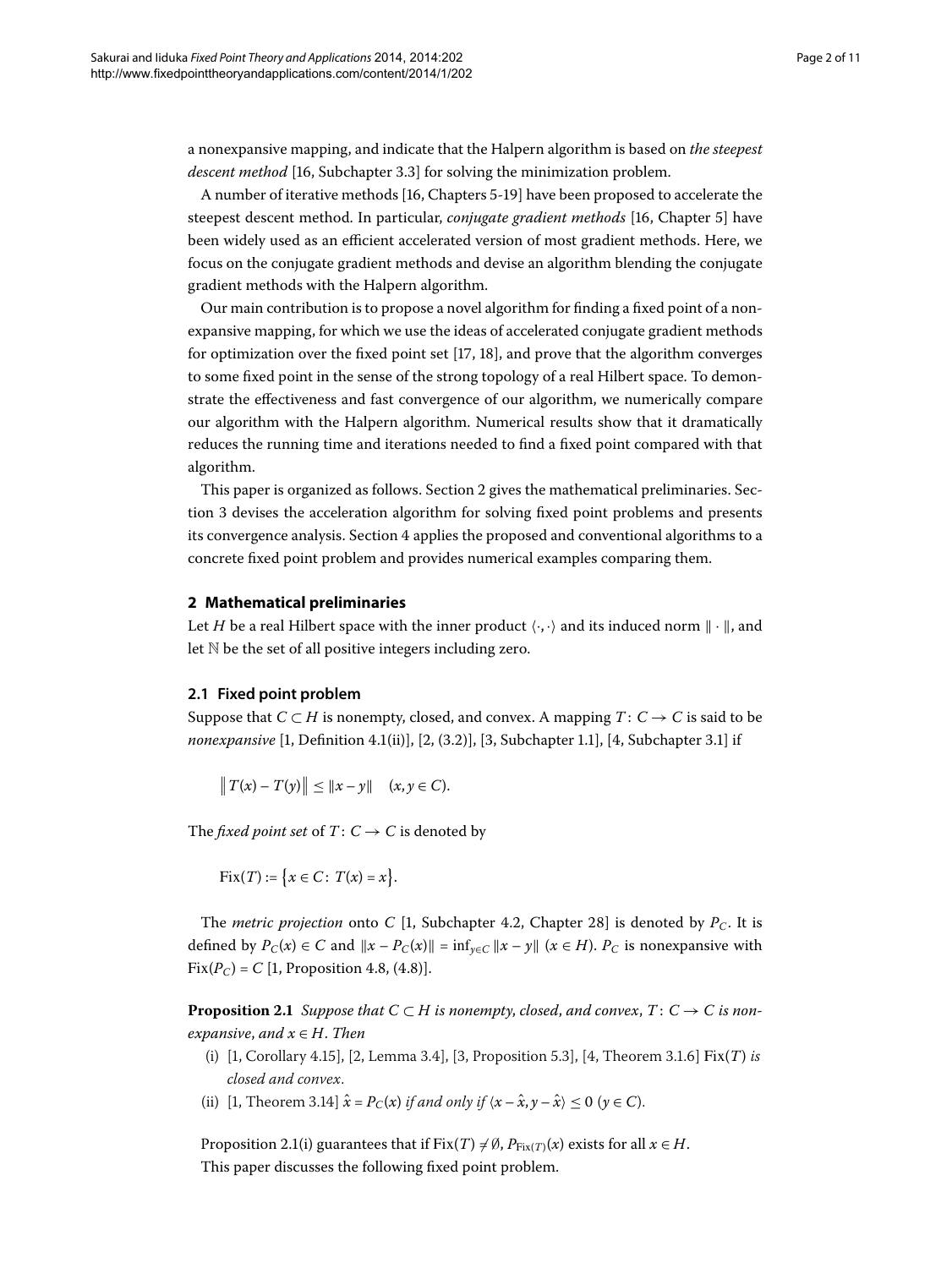a nonexpansive mapping, and indicate that the Halpern algorithm is based on *the steepest descent method* [16, Subchapter 3.3] for solving the minimization problem.

A number of iterative methods [16, Chapters 5-19] have been proposed to accelerate the steepest descent method. In particular, *conjugate gradient methods* [16, Chapter 5] have been widely used as an efficient accelerated version of most gradient methods. Here, we focus on the conjugate gradient methods and devise an algorithm blending the conjugate gradient methods with the Halpern algorithm.

Our main contribution is to propose a novel algorithm for finding a fixed point of a nonexpansive mapping, for which we use the ideas of accelerated conjugate gradient methods for optimization over the fixed point set [17, 18], and prove that the algorithm converges to some fixed point in the sense of the strong topology of a real Hilbert space. To demonstrate the effectiveness and fast convergence of our algorithm, we numerically compare our algorithm with the Halpern algorithm. Numerical results show that it dramatically reduces the running time and iterations needed to find a fixed point compared with that algorithm.

This paper is organized as follows. Section 2 gives the mathematical preliminaries. Section 3 devises the acceleration algorithm for solving fixed point problems and presents its convergence analysis. Section 4 applies the proposed and conventional algorithms to a concrete fixed point problem and provides numerical examples comparing them.

## 2 Mathematical preliminaries

Let $H$ be a real Hilbert space with the inner product $\langle \cdot, \cdot \rangle$ and its induced norm $\| \cdot \|$, and let $\mathbb{N}$ be the set of all positive integers including zero.

### 2.1 Fixed point problem

Suppose that $C \subset H$ is nonempty, closed, and convex. A mapping $T\colon C \to C$ is said to be *nonexpansive* [1, Definition 4.1(ii)], [2, (3.2)], [3, Subchapter 1.1], [4, Subchapter 3.1] if

$$\| T(x) - T(y) \| \leq \|x - y\| \quad (x, y \in C).$$

The *fixed point set* of $T\colon C \to C$ is denoted by

$$\mathrm{Fix}(T) := \{ x \in C \colon T(x) = x \}.$$

The *metric projection* onto $C$ [1, Subchapter 4.2, Chapter 28] is denoted by $P_C$. It is defined by $P_C(x) \in C$ and $\|x - P_C(x)\| = \inf_{y \in C} \|x - y\|$ $(x \in H)$. $P_C$ is nonexpansive with $\mathrm{Fix}(P_C) = C$ [1, Proposition 4.8, (4.8)].

**Proposition 2.1** *Suppose that $C \subset H$ is nonempty, closed, and convex, $T\colon C \to C$ is nonexpansive, and $x \in H$. Then*

- (i) [1, Corollary 4.15], [2, Lemma 3.4], [3, Proposition 5.3], [4, Theorem 3.1.6] $\mathrm{Fix}(T)$ *is closed and convex.*
- (ii) [1, Theorem 3.14] $\hat{x} = P_C(x)$ *if and only if* $\langle x - \hat{x}, y - \hat{x} \rangle \leq 0$ $(y \in C)$.

Proposition 2.1(i) guarantees that if $\mathrm{Fix}(T) \neq \emptyset$, $P_{\mathrm{Fix}(T)}(x)$ exists for all $x \in H$.

This paper discusses the following fixed point problem.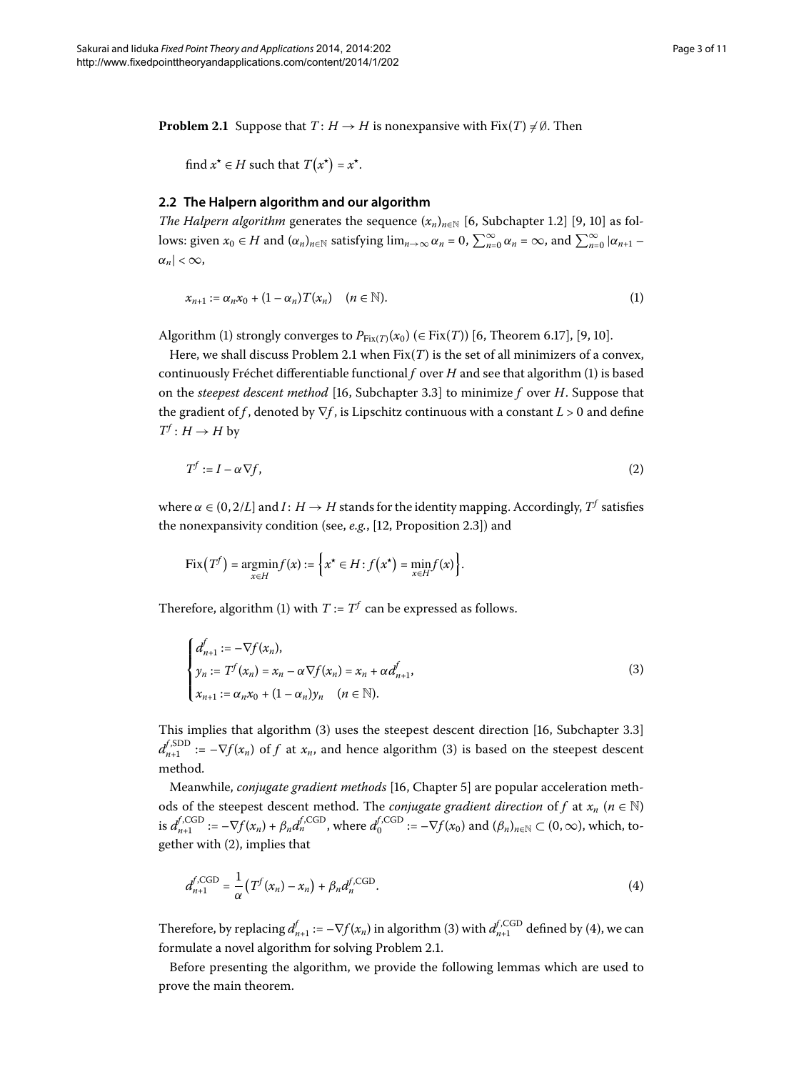**Problem 2.1** Suppose that $T\colon H \to H$ is nonexpansive with $\operatorname{Fix}(T) \neq \emptyset$. Then

find $x^\star \in H$ such that $T(x^\star) = x^\star$.

### 2.2 The Halpern algorithm and our algorithm

*The Halpern algorithm* generates the sequence $(x_n)_{n\in\mathbb{N}}$ [6, Subchapter 1.2] [9, 10] as follows: given $x_0 \in H$ and $(\alpha_n)_{n\in\mathbb{N}}$ satisfying $\lim_{n\to\infty} \alpha_n = 0$, $\sum_{n=0}^{\infty} \alpha_n = \infty$, and $\sum_{n=0}^{\infty} |\alpha_{n+1} - \alpha_n| < \infty$,

$$x_{n+1} := \alpha_n x_0 + (1 - \alpha_n) T(x_n) \quad (n \in \mathbb{N}). \tag{1}$$

Algorithm (1) strongly converges to $P_{\operatorname{Fix}(T)}(x_0)$ ($\in \operatorname{Fix}(T)$) [6, Theorem 6.17], [9, 10].

Here, we shall discuss Problem 2.1 when $\operatorname{Fix}(T)$ is the set of all minimizers of a convex, continuously Fréchet differentiable functional $f$ over $H$ and see that algorithm (1) is based on the *steepest descent method* [16, Subchapter 3.3] to minimize $f$ over $H$. Suppose that the gradient of $f$, denoted by $\nabla f$, is Lipschitz continuous with a constant $L > 0$ and define $T^f\colon H \to H$ by

$$T^f := I - \alpha \nabla f, \tag{2}$$

where $\alpha \in (0, 2/L]$ and $I\colon H \to H$ stands for the identity mapping. Accordingly, $T^f$ satisfies the nonexpansivity condition (see, *e.g.*, [12, Proposition 2.3]) and

$$\operatorname{Fix}(T^f) = \operatorname*{argmin}_{x\in H} f(x) := \left\{ x^\star \in H : f(x^\star) = \min_{x\in H} f(x) \right\}.$$

Therefore, algorithm (1) with $T := T^f$ can be expressed as follows.

$$\begin{cases} d_{n+1}^f := -\nabla f(x_n), \\ y_n := T^f(x_n) = x_n - \alpha \nabla f(x_n) = x_n + \alpha d_{n+1}^f, \\ x_{n+1} := \alpha_n x_0 + (1 - \alpha_n) y_n \quad (n \in \mathbb{N}). \end{cases} \tag{3}$$

This implies that algorithm (3) uses the steepest descent direction [16, Subchapter 3.3] $d_{n+1}^{f,\mathrm{SDD}} := -\nabla f(x_n)$ of $f$ at $x_n$, and hence algorithm (3) is based on the steepest descent method.

Meanwhile, *conjugate gradient methods* [16, Chapter 5] are popular acceleration methods of the steepest descent method. The *conjugate gradient direction* of $f$ at $x_n$ ($n \in \mathbb{N}$) is $d_{n+1}^{f,\mathrm{CGD}} := -\nabla f(x_n) + \beta_n d_n^{f,\mathrm{CGD}}$, where $d_0^{f,\mathrm{CGD}} := -\nabla f(x_0)$ and $(\beta_n)_{n\in\mathbb{N}} \subset (0, \infty)$, which, together with (2), implies that

$$d_{n+1}^{f,\mathrm{CGD}} = \frac{1}{\alpha}\left(T^f(x_n) - x_n\right) + \beta_n d_n^{f,\mathrm{CGD}}. \tag{4}$$

Therefore, by replacing $d_{n+1}^f := -\nabla f(x_n)$ in algorithm (3) with $d_{n+1}^{f,\mathrm{CGD}}$ defined by (4), we can formulate a novel algorithm for solving Problem 2.1.

Before presenting the algorithm, we provide the following lemmas which are used to prove the main theorem.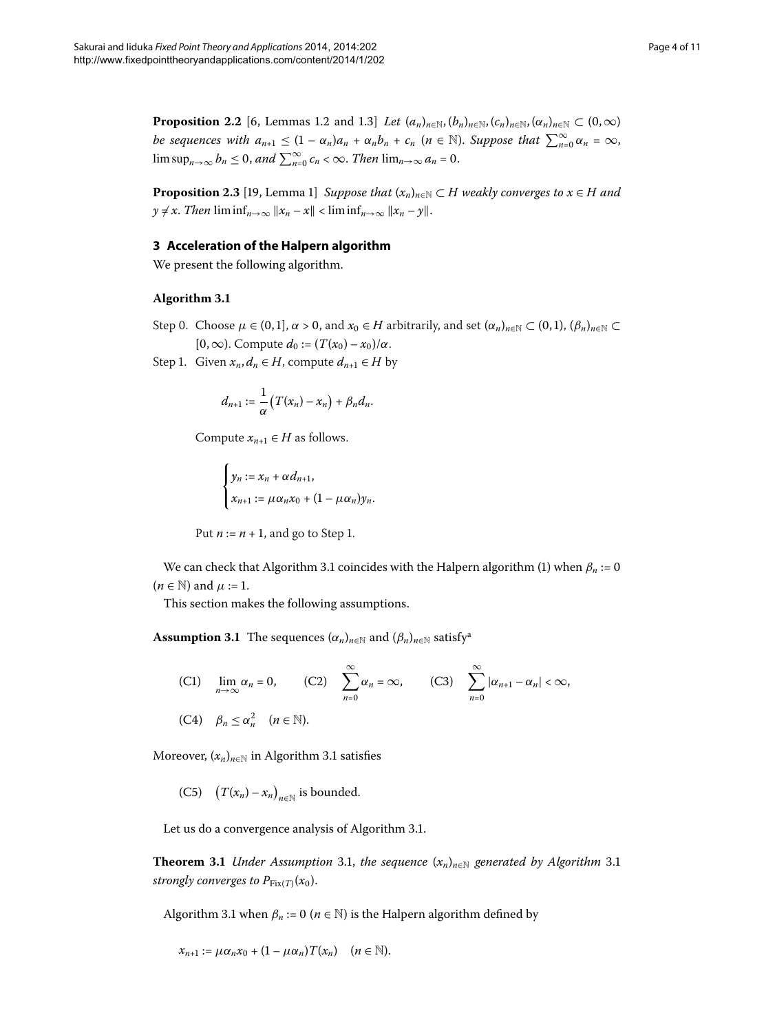**Proposition 2.2** [6, Lemmas 1.2 and 1.3] *Let $(a_n)_{n\in\mathbb{N}}, (b_n)_{n\in\mathbb{N}}, (c_n)_{n\in\mathbb{N}}, (\alpha_n)_{n\in\mathbb{N}} \subset (0,\infty)$ be sequences with $a_{n+1} \leq (1-\alpha_n)a_n + \alpha_n b_n + c_n$ ($n \in \mathbb{N}$). Suppose that $\sum_{n=0}^{\infty}\alpha_n = \infty$, $\limsup_{n\to\infty} b_n \leq 0$, and $\sum_{n=0}^{\infty} c_n < \infty$. Then $\lim_{n\to\infty} a_n = 0$.*

**Proposition 2.3** [19, Lemma 1] *Suppose that $(x_n)_{n\in\mathbb{N}} \subset H$ weakly converges to $x \in H$ and $y \neq x$. Then $\liminf_{n\to\infty}\|x_n - x\| < \liminf_{n\to\infty}\|x_n - y\|$.*

## 3 Acceleration of the Halpern algorithm

We present the following algorithm.

**Algorithm 3.1**

Step 0. Choose $\mu \in (0,1]$, $\alpha > 0$, and $x_0 \in H$ arbitrarily, and set $(\alpha_n)_{n\in\mathbb{N}} \subset (0,1)$, $(\beta_n)_{n\in\mathbb{N}} \subset [0,\infty)$. Compute $d_0 := (T(x_0) - x_0)/\alpha$.

Step 1. Given $x_n, d_n \in H$, compute $d_{n+1} \in H$ by

$$d_{n+1} := \frac{1}{\alpha}\bigl(T(x_n) - x_n\bigr) + \beta_n d_n.$$

Compute $x_{n+1} \in H$ as follows.

$$\begin{cases} y_n := x_n + \alpha d_{n+1}, \\ x_{n+1} := \mu\alpha_n x_0 + (1-\mu\alpha_n) y_n. \end{cases}$$

Put $n := n+1$, and go to Step 1.

We can check that Algorithm 3.1 coincides with the Halpern algorithm (1) when $\beta_n := 0$ ($n \in \mathbb{N}$) and $\mu := 1$.

This section makes the following assumptions.

**Assumption 3.1** The sequences $(\alpha_n)_{n\in\mathbb{N}}$ and $(\beta_n)_{n\in\mathbb{N}}$ satisfy[a]

$$\text{(C1)} \quad \lim_{n\to\infty}\alpha_n = 0, \qquad \text{(C2)} \quad \sum_{n=0}^{\infty}\alpha_n = \infty, \qquad \text{(C3)} \quad \sum_{n=0}^{\infty}|\alpha_{n+1} - \alpha_n| < \infty,$$

$$\text{(C4)} \quad \beta_n \leq \alpha_n^2 \quad (n \in \mathbb{N}).$$

Moreover, $(x_n)_{n\in\mathbb{N}}$ in Algorithm 3.1 satisfies

$$\text{(C5)} \quad \bigl(T(x_n) - x_n\bigr)_{n\in\mathbb{N}} \text{ is bounded.}$$

Let us do a convergence analysis of Algorithm 3.1.

**Theorem 3.1** *Under Assumption 3.1, the sequence $(x_n)_{n\in\mathbb{N}}$ generated by Algorithm 3.1 strongly converges to $P_{\mathrm{Fix}(T)}(x_0)$.*

Algorithm 3.1 when $\beta_n := 0$ ($n \in \mathbb{N}$) is the Halpern algorithm defined by

$$x_{n+1} := \mu\alpha_n x_0 + (1-\mu\alpha_n)T(x_n) \quad (n \in \mathbb{N}).$$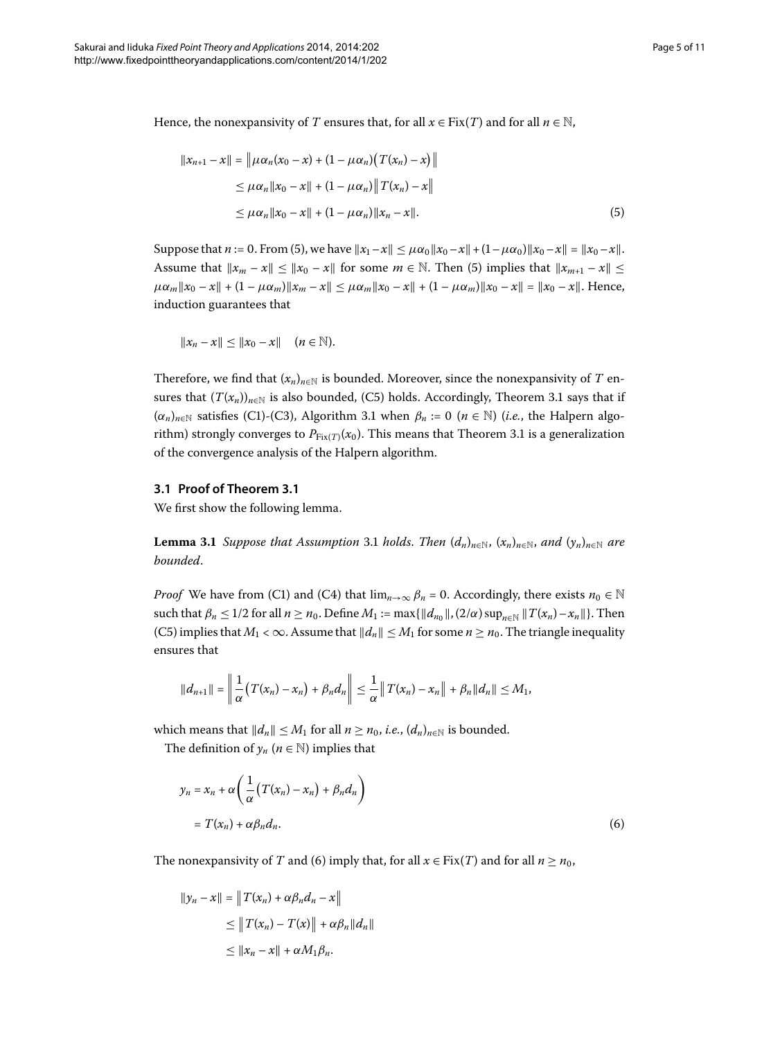Hence, the nonexpansivity of $T$ ensures that, for all $x \in \mathrm{Fix}(T)$ and for all $n \in \mathbb{N}$,

$$
\begin{aligned}
\|x_{n+1} - x\| &= \left\| \mu\alpha_n(x_0 - x) + (1 - \mu\alpha_n)\left(T(x_n) - x\right) \right\| \\
&\leq \mu\alpha_n \|x_0 - x\| + (1 - \mu\alpha_n)\left\| T(x_n) - x \right\| \\
&\leq \mu\alpha_n \|x_0 - x\| + (1 - \mu\alpha_n)\|x_n - x\|.
\end{aligned}
\tag{5}
$$

Suppose that $n := 0$. From (5), we have $\|x_1 - x\| \leq \mu\alpha_0\|x_0 - x\| + (1 - \mu\alpha_0)\|x_0 - x\| = \|x_0 - x\|$. Assume that $\|x_m - x\| \leq \|x_0 - x\|$ for some $m \in \mathbb{N}$. Then (5) implies that $\|x_{m+1} - x\| \leq \mu\alpha_m\|x_0 - x\| + (1 - \mu\alpha_m)\|x_m - x\| \leq \mu\alpha_m\|x_0 - x\| + (1 - \mu\alpha_m)\|x_0 - x\| = \|x_0 - x\|$. Hence, induction guarantees that

$$
\|x_n - x\| \leq \|x_0 - x\| \quad (n \in \mathbb{N}).
$$

Therefore, we find that $(x_n)_{n\in\mathbb{N}}$ is bounded. Moreover, since the nonexpansivity of $T$ ensures that $(T(x_n))_{n\in\mathbb{N}}$ is also bounded, (C5) holds. Accordingly, Theorem 3.1 says that if $(\alpha_n)_{n\in\mathbb{N}}$ satisfies (C1)-(C3), Algorithm 3.1 when $\beta_n := 0$ ($n \in \mathbb{N}$) (*i.e.*, the Halpern algorithm) strongly converges to $P_{\mathrm{Fix}(T)}(x_0)$. This means that Theorem 3.1 is a generalization of the convergence analysis of the Halpern algorithm.

### 3.1 Proof of Theorem 3.1

We first show the following lemma.

**Lemma 3.1** *Suppose that Assumption 3.1 holds. Then $(d_n)_{n\in\mathbb{N}}$, $(x_n)_{n\in\mathbb{N}}$, and $(y_n)_{n\in\mathbb{N}}$ are bounded.*

*Proof* We have from (C1) and (C4) that $\lim_{n\to\infty} \beta_n = 0$. Accordingly, there exists $n_0 \in \mathbb{N}$ such that $\beta_n \leq 1/2$ for all $n \geq n_0$. Define $M_1 := \max\{\|d_{n_0}\|, (2/\alpha)\sup_{n\in\mathbb{N}} \|T(x_n) - x_n\|\}$. Then (C5) implies that $M_1 < \infty$. Assume that $\|d_n\| \leq M_1$ for some $n \geq n_0$. The triangle inequality ensures that

$$
\|d_{n+1}\| = \left\| \frac{1}{\alpha}\left(T(x_n) - x_n\right) + \beta_n d_n \right\| \leq \frac{1}{\alpha}\left\| T(x_n) - x_n \right\| + \beta_n \|d_n\| \leq M_1,
$$

which means that $\|d_n\| \leq M_1$ for all $n \geq n_0$, *i.e.*, $(d_n)_{n\in\mathbb{N}}$ is bounded.

The definition of $y_n$ ($n \in \mathbb{N}$) implies that

$$
\begin{aligned}
y_n &= x_n + \alpha\left(\frac{1}{\alpha}\left(T(x_n) - x_n\right) + \beta_n d_n\right) \\
&= T(x_n) + \alpha\beta_n d_n.
\end{aligned}
\tag{6}
$$

The nonexpansivity of $T$ and (6) imply that, for all $x \in \mathrm{Fix}(T)$ and for all $n \geq n_0$,

$$
\begin{aligned}
\|y_n - x\| &= \left\| T(x_n) + \alpha\beta_n d_n - x \right\| \\
&\leq \left\| T(x_n) - T(x) \right\| + \alpha\beta_n \|d_n\| \\
&\leq \|x_n - x\| + \alpha M_1 \beta_n.
\end{aligned}
$$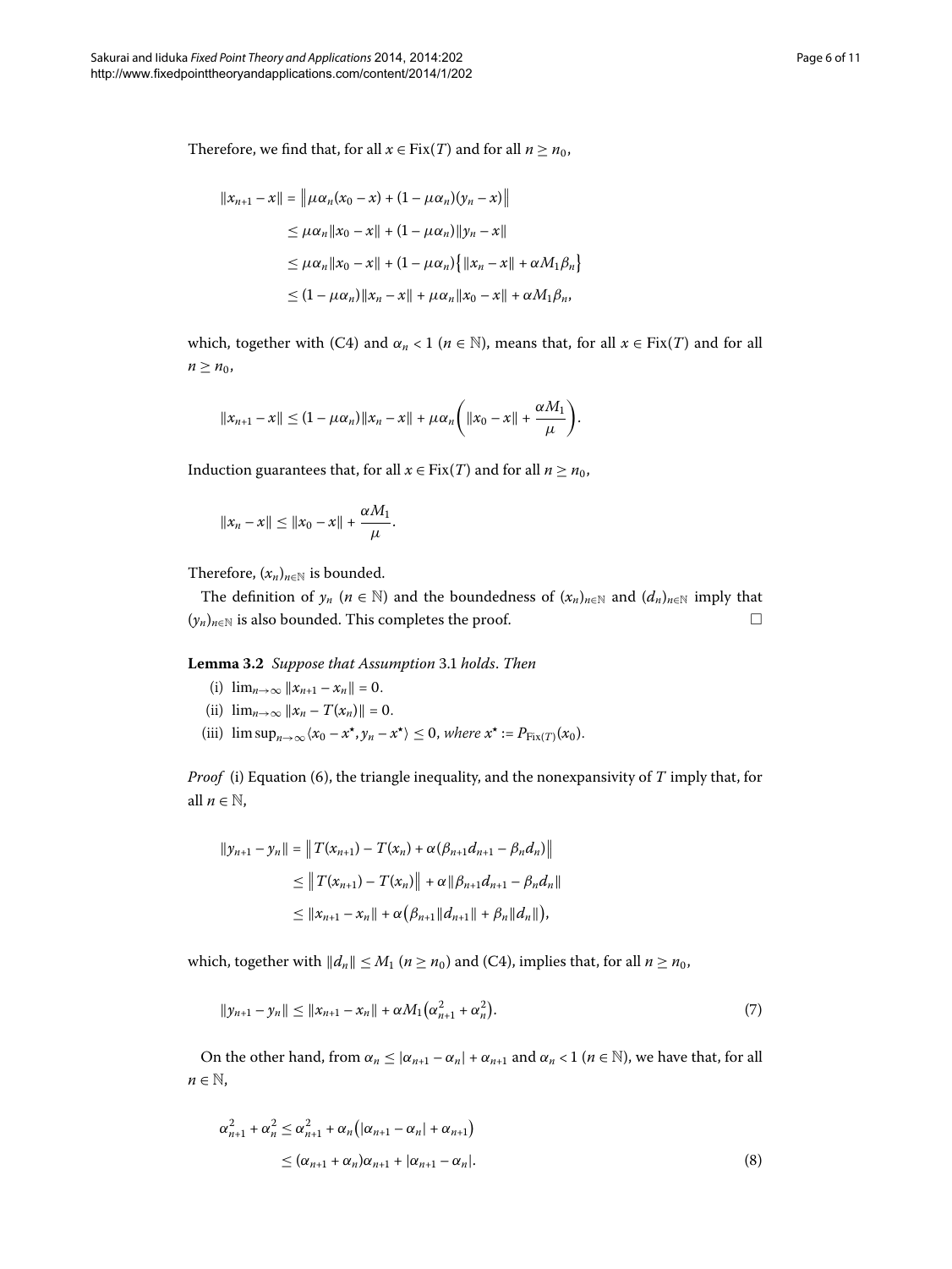Therefore, we find that, for all $x \in \mathrm{Fix}(T)$ and for all $n \geq n_0$,

$$
\begin{aligned}
\|x_{n+1} - x\| &= \big\| \mu\alpha_n(x_0 - x) + (1 - \mu\alpha_n)(y_n - x) \big\| \\
&\leq \mu\alpha_n \|x_0 - x\| + (1 - \mu\alpha_n)\|y_n - x\| \\
&\leq \mu\alpha_n \|x_0 - x\| + (1 - \mu\alpha_n)\big\{ \|x_n - x\| + \alpha M_1 \beta_n \big\} \\
&\leq (1 - \mu\alpha_n)\|x_n - x\| + \mu\alpha_n \|x_0 - x\| + \alpha M_1 \beta_n,
\end{aligned}
$$

which, together with (C4) and $\alpha_n < 1$ ($n \in \mathbb{N}$), means that, for all $x \in \mathrm{Fix}(T)$ and for all $n \geq n_0$,

$$
\|x_{n+1} - x\| \leq (1 - \mu\alpha_n)\|x_n - x\| + \mu\alpha_n \left( \|x_0 - x\| + \frac{\alpha M_1}{\mu} \right).
$$

Induction guarantees that, for all $x \in \mathrm{Fix}(T)$ and for all $n \geq n_0$,

$$
\|x_n - x\| \leq \|x_0 - x\| + \frac{\alpha M_1}{\mu}.
$$

Therefore, $(x_n)_{n \in \mathbb{N}}$ is bounded.

The definition of $y_n$ ($n \in \mathbb{N}$) and the boundedness of $(x_n)_{n \in \mathbb{N}}$ and $(d_n)_{n \in \mathbb{N}}$ imply that $(y_n)_{n \in \mathbb{N}}$ is also bounded. This completes the proof. □

**Lemma 3.2** *Suppose that Assumption* 3.1 *holds. Then*

(i) $\lim_{n \to \infty} \|x_{n+1} - x_n\| = 0$.

(ii) $\lim_{n \to \infty} \|x_n - T(x_n)\| = 0$.

(iii) $\limsup_{n \to \infty} \langle x_0 - x^\star, y_n - x^\star \rangle \leq 0$, *where* $x^\star := P_{\mathrm{Fix}(T)}(x_0)$.

*Proof* (i) Equation (6), the triangle inequality, and the nonexpansivity of $T$ imply that, for all $n \in \mathbb{N}$,

$$
\begin{aligned}
\|y_{n+1} - y_n\| &= \big\| T(x_{n+1}) - T(x_n) + \alpha(\beta_{n+1} d_{n+1} - \beta_n d_n) \big\| \\
&\leq \big\| T(x_{n+1}) - T(x_n) \big\| + \alpha \|\beta_{n+1} d_{n+1} - \beta_n d_n\| \\
&\leq \|x_{n+1} - x_n\| + \alpha\big( \beta_{n+1}\|d_{n+1}\| + \beta_n \|d_n\| \big),
\end{aligned}
$$

which, together with $\|d_n\| \leq M_1$ ($n \geq n_0$) and (C4), implies that, for all $n \geq n_0$,

$$
\|y_{n+1} - y_n\| \leq \|x_{n+1} - x_n\| + \alpha M_1 \big( \alpha_{n+1}^2 + \alpha_n^2 \big). \tag{7}
$$

On the other hand, from $\alpha_n \leq |\alpha_{n+1} - \alpha_n| + \alpha_{n+1}$ and $\alpha_n < 1$ ($n \in \mathbb{N}$), we have that, for all $n \in \mathbb{N}$,

$$
\begin{aligned}
\alpha_{n+1}^2 + \alpha_n^2 &\leq \alpha_{n+1}^2 + \alpha_n \big( |\alpha_{n+1} - \alpha_n| + \alpha_{n+1} \big) \\
&\leq (\alpha_{n+1} + \alpha_n)\alpha_{n+1} + |\alpha_{n+1} - \alpha_n|.
\end{aligned} \tag{8}
$$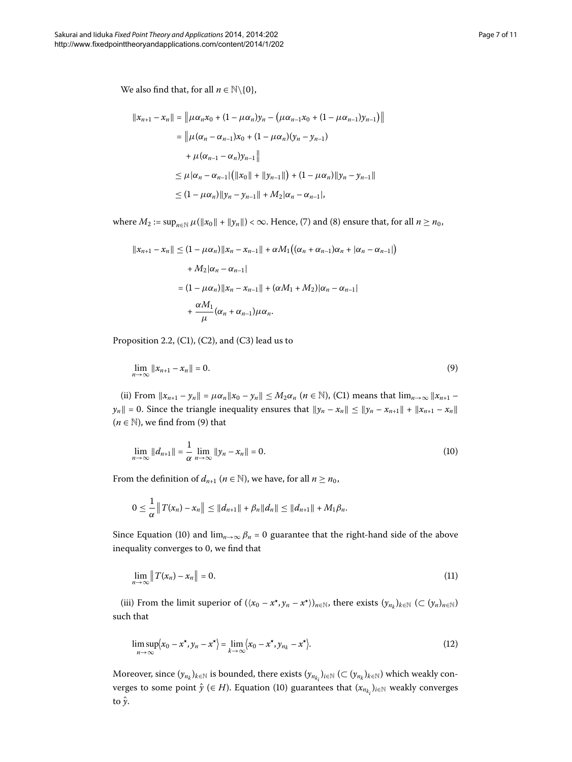We also find that, for all $n \in \mathbb{N}\backslash\{0\}$,

$$
\begin{aligned}
\|x_{n+1} - x_n\| &= \left\| \mu\alpha_n x_0 + (1-\mu\alpha_n)y_n - \left(\mu\alpha_{n-1}x_0 + (1-\mu\alpha_{n-1})y_{n-1}\right)\right\| \\
&= \left\| \mu(\alpha_n - \alpha_{n-1})x_0 + (1-\mu\alpha_n)(y_n - y_{n-1}) \right. \\
&\quad \left. + \mu(\alpha_{n-1} - \alpha_n)y_{n-1}\right\| \\
&\leq \mu|\alpha_n - \alpha_{n-1}|\left(\|x_0\| + \|y_{n-1}\|\right) + (1-\mu\alpha_n)\|y_n - y_{n-1}\| \\
&\leq (1-\mu\alpha_n)\|y_n - y_{n-1}\| + M_2|\alpha_n - \alpha_{n-1}|,
\end{aligned}
$$

where $M_2 := \sup_{n\in\mathbb{N}} \mu(\|x_0\| + \|y_n\|) < \infty$. Hence, (7) and (8) ensure that, for all $n \geq n_0$,

$$
\begin{aligned}
\|x_{n+1} - x_n\| &\leq (1-\mu\alpha_n)\|x_n - x_{n-1}\| + \alpha M_1\left((\alpha_n + \alpha_{n-1})\alpha_n + |\alpha_n - \alpha_{n-1}|\right) \\
&\quad + M_2|\alpha_n - \alpha_{n-1}| \\
&= (1-\mu\alpha_n)\|x_n - x_{n-1}\| + (\alpha M_1 + M_2)|\alpha_n - \alpha_{n-1}| \\
&\quad + \frac{\alpha M_1}{\mu}(\alpha_n + \alpha_{n-1})\mu\alpha_n.
\end{aligned}
$$

Proposition 2.2, (C1), (C2), and (C3) lead us to

$$
\lim_{n\to\infty} \|x_{n+1} - x_n\| = 0. \tag{9}
$$

(ii) From $\|x_{n+1} - y_n\| = \mu\alpha_n\|x_0 - y_n\| \leq M_2\alpha_n$ ($n \in \mathbb{N}$), (C1) means that $\lim_{n\to\infty} \|x_{n+1} - y_n\| = 0$. Since the triangle inequality ensures that $\|y_n - x_n\| \leq \|y_n - x_{n+1}\| + \|x_{n+1} - x_n\|$ ($n \in \mathbb{N}$), we find from (9) that

$$
\lim_{n\to\infty} \|d_{n+1}\| = \frac{1}{\alpha}\lim_{n\to\infty} \|y_n - x_n\| = 0. \tag{10}
$$

From the definition of $d_{n+1}$ ($n \in \mathbb{N}$), we have, for all $n \geq n_0$,

$$
0 \leq \frac{1}{\alpha}\left\| T(x_n) - x_n\right\| \leq \|d_{n+1}\| + \beta_n\|d_n\| \leq \|d_{n+1}\| + M_1\beta_n.
$$

Since Equation (10) and $\lim_{n\to\infty} \beta_n = 0$ guarantee that the right-hand side of the above inequality converges to 0, we find that

$$
\lim_{n\to\infty} \left\| T(x_n) - x_n\right\| = 0. \tag{11}
$$

(iii) From the limit superior of $(\langle x_0 - x^\star, y_n - x^\star\rangle)_{n\in\mathbb{N}}$, there exists $(y_{n_k})_{k\in\mathbb{N}}$ ($\subset (y_n)_{n\in\mathbb{N}}$) such that

$$
\limsup_{n\to\infty}\langle x_0 - x^\star, y_n - x^\star\rangle = \lim_{k\to\infty}\langle x_0 - x^\star, y_{n_k} - x^\star\rangle. \tag{12}
$$

Moreover, since $(y_{n_k})_{k\in\mathbb{N}}$ is bounded, there exists $(y_{n_{k_i}})_{i\in\mathbb{N}}$ ($\subset (y_{n_k})_{k\in\mathbb{N}}$) which weakly converges to some point $\hat{y}$ ($\in H$). Equation (10) guarantees that $(x_{n_{k_i}})_{i\in\mathbb{N}}$ weakly converges to $\hat{y}$.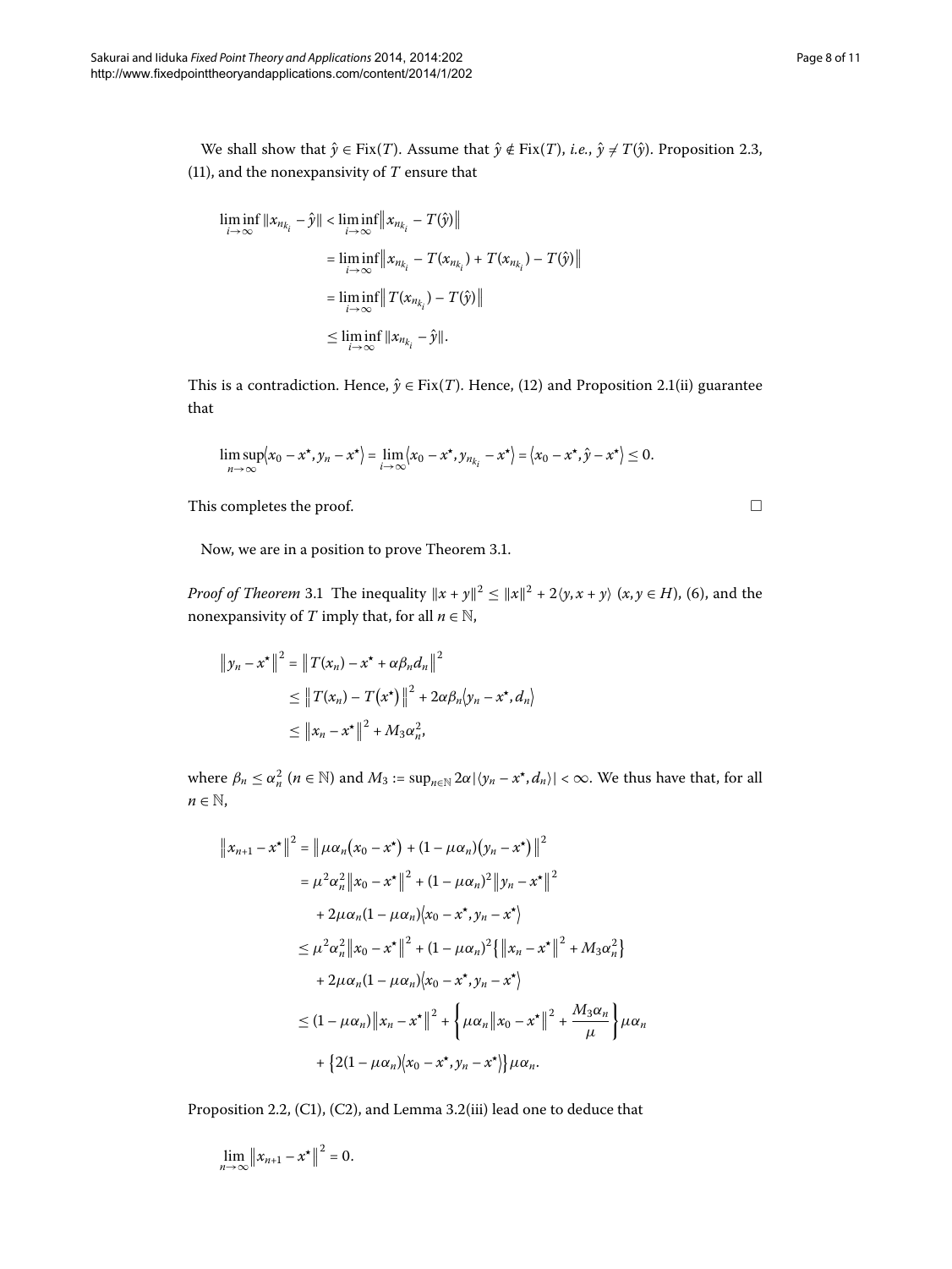We shall show that $\hat{y} \in \mathrm{Fix}(T)$. Assume that $\hat{y} \notin \mathrm{Fix}(T)$, *i.e.*, $\hat{y} \neq T(\hat{y})$. Proposition 2.3, (11), and the nonexpansivity of $T$ ensure that

$$
\begin{aligned}
\liminf_{i\to\infty} \|x_{n_{k_i}} - \hat{y}\| &< \liminf_{i\to\infty} \left\| x_{n_{k_i}} - T(\hat{y}) \right\| \\
&= \liminf_{i\to\infty} \left\| x_{n_{k_i}} - T(x_{n_{k_i}}) + T(x_{n_{k_i}}) - T(\hat{y}) \right\| \\
&= \liminf_{i\to\infty} \left\| T(x_{n_{k_i}}) - T(\hat{y}) \right\| \\
&\leq \liminf_{i\to\infty} \|x_{n_{k_i}} - \hat{y}\|.
\end{aligned}
$$

This is a contradiction. Hence, $\hat{y} \in \mathrm{Fix}(T)$. Hence, (12) and Proposition 2.1(ii) guarantee that

$$
\limsup_{n\to\infty} \langle x_0 - x^\star, y_n - x^\star \rangle = \lim_{i\to\infty} \langle x_0 - x^\star, y_{n_{k_i}} - x^\star \rangle = \langle x_0 - x^\star, \hat{y} - x^\star \rangle \leq 0.
$$

This completes the proof. □

Now, we are in a position to prove Theorem 3.1.

*Proof of Theorem* 3.1 The inequality $\|x + y\|^2 \leq \|x\|^2 + 2\langle y, x + y\rangle$ $(x, y \in H)$, (6), and the nonexpansivity of $T$ imply that, for all $n \in \mathbb{N}$,

$$
\begin{aligned}
\left\| y_n - x^\star \right\|^2 &= \left\| T(x_n) - x^\star + \alpha\beta_n d_n \right\|^2 \\
&\leq \left\| T(x_n) - T\left(x^\star\right) \right\|^2 + 2\alpha\beta_n \langle y_n - x^\star, d_n \rangle \\
&\leq \left\| x_n - x^\star \right\|^2 + M_3 \alpha_n^2,
\end{aligned}
$$

where $\beta_n \leq \alpha_n^2$ $(n \in \mathbb{N})$ and $M_3 := \sup_{n\in\mathbb{N}} 2\alpha |\langle y_n - x^\star, d_n\rangle| < \infty$. We thus have that, for all $n \in \mathbb{N}$,

$$
\begin{aligned}
\left\| x_{n+1} - x^\star \right\|^2 &= \left\| \mu\alpha_n \left(x_0 - x^\star\right) + (1 - \mu\alpha_n)\left(y_n - x^\star\right) \right\|^2 \\
&= \mu^2\alpha_n^2 \left\| x_0 - x^\star \right\|^2 + (1 - \mu\alpha_n)^2 \left\| y_n - x^\star \right\|^2 \\
&\quad + 2\mu\alpha_n(1 - \mu\alpha_n)\langle x_0 - x^\star, y_n - x^\star \rangle \\
&\leq \mu^2\alpha_n^2 \left\| x_0 - x^\star \right\|^2 + (1 - \mu\alpha_n)^2 \left\{ \left\| x_n - x^\star \right\|^2 + M_3\alpha_n^2 \right\} \\
&\quad + 2\mu\alpha_n(1 - \mu\alpha_n)\langle x_0 - x^\star, y_n - x^\star \rangle \\
&\leq (1 - \mu\alpha_n)\left\| x_n - x^\star \right\|^2 + \left\{ \mu\alpha_n \left\| x_0 - x^\star \right\|^2 + \frac{M_3\alpha_n}{\mu} \right\} \mu\alpha_n \\
&\quad + \left\{ 2(1 - \mu\alpha_n)\langle x_0 - x^\star, y_n - x^\star \rangle \right\} \mu\alpha_n.
\end{aligned}
$$

Proposition 2.2, (C1), (C2), and Lemma 3.2(iii) lead one to deduce that

$$
\lim_{n\to\infty} \left\| x_{n+1} - x^\star \right\|^2 = 0.
$$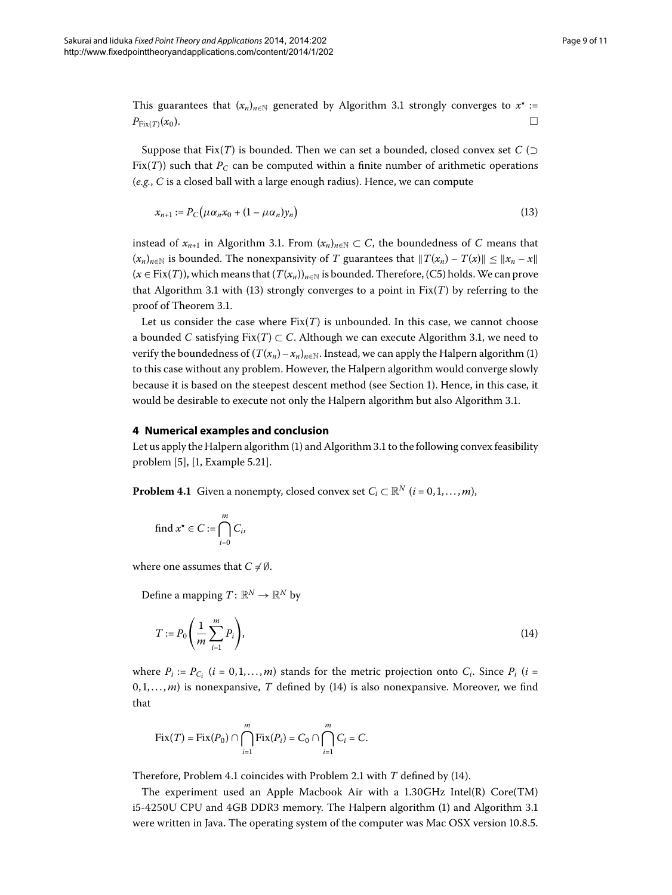This guarantees that $(x_n)_{n\in\mathbb{N}}$ generated by Algorithm 3.1 strongly converges to $x^\star := P_{\mathrm{Fix}(T)}(x_0)$. □

Suppose that $\mathrm{Fix}(T)$ is bounded. Then we can set a bounded, closed convex set $C$ ($\supset \mathrm{Fix}(T)$) such that $P_C$ can be computed within a finite number of arithmetic operations (*e.g.*, $C$ is a closed ball with a large enough radius). Hence, we can compute

$$x_{n+1} := P_C\big(\mu\alpha_n x_0 + (1-\mu\alpha_n)y_n\big) \tag{13}$$

instead of $x_{n+1}$ in Algorithm 3.1. From $(x_n)_{n\in\mathbb{N}} \subset C$, the boundedness of $C$ means that $(x_n)_{n\in\mathbb{N}}$ is bounded. The nonexpansivity of $T$ guarantees that $\|T(x_n) - T(x)\| \leq \|x_n - x\|$ ($x \in \mathrm{Fix}(T)$), which means that $(T(x_n))_{n\in\mathbb{N}}$ is bounded. Therefore, (C5) holds. We can prove that Algorithm 3.1 with (13) strongly converges to a point in $\mathrm{Fix}(T)$ by referring to the proof of Theorem 3.1.

Let us consider the case where $\mathrm{Fix}(T)$ is unbounded. In this case, we cannot choose a bounded $C$ satisfying $\mathrm{Fix}(T) \subset C$. Although we can execute Algorithm 3.1, we need to verify the boundedness of $(T(x_n) - x_n)_{n\in\mathbb{N}}$. Instead, we can apply the Halpern algorithm (1) to this case without any problem. However, the Halpern algorithm would converge slowly because it is based on the steepest descent method (see Section 1). Hence, in this case, it would be desirable to execute not only the Halpern algorithm but also Algorithm 3.1.

## 4 Numerical examples and conclusion

Let us apply the Halpern algorithm (1) and Algorithm 3.1 to the following convex feasibility problem [5], [1, Example 5.21].

**Problem 4.1** Given a nonempty, closed convex set $C_i \subset \mathbb{R}^N$ ($i = 0, 1, \ldots, m$),

$$\text{find } x^\star \in C := \bigcap_{i=0}^{m} C_i,$$

where one assumes that $C \neq \emptyset$.

Define a mapping $T : \mathbb{R}^N \to \mathbb{R}^N$ by

$$T := P_0\left(\frac{1}{m}\sum_{i=1}^{m} P_i\right), \tag{14}$$

where $P_i := P_{C_i}$ ($i = 0, 1, \ldots, m$) stands for the metric projection onto $C_i$. Since $P_i$ ($i = 0, 1, \ldots, m$) is nonexpansive, $T$ defined by (14) is also nonexpansive. Moreover, we find that

$$\mathrm{Fix}(T) = \mathrm{Fix}(P_0) \cap \bigcap_{i=1}^{m} \mathrm{Fix}(P_i) = C_0 \cap \bigcap_{i=1}^{m} C_i = C.$$

Therefore, Problem 4.1 coincides with Problem 2.1 with $T$ defined by (14).

The experiment used an Apple Macbook Air with a 1.30GHz Intel(R) Core(TM) i5-4250U CPU and 4GB DDR3 memory. The Halpern algorithm (1) and Algorithm 3.1 were written in Java. The operating system of the computer was Mac OSX version 10.8.5.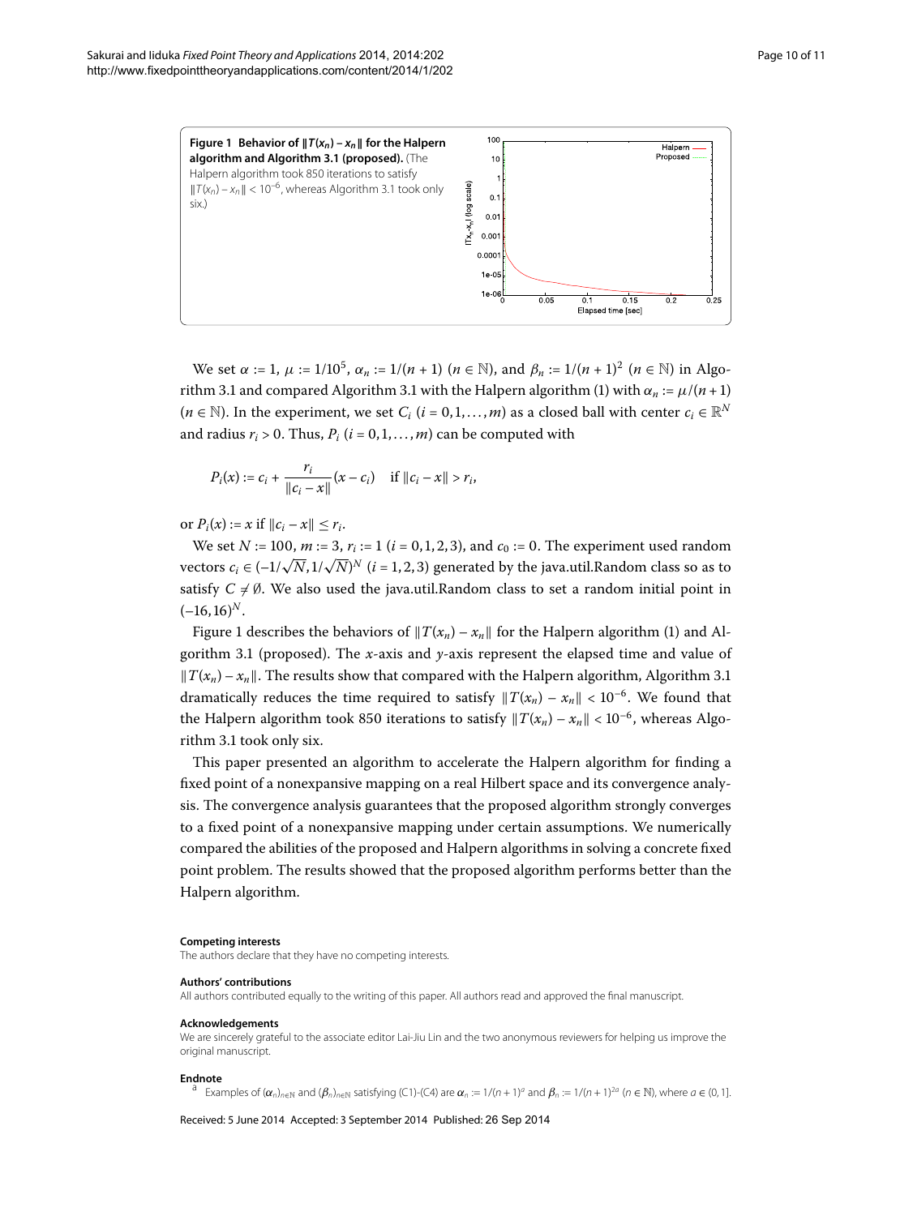**Figure 1 Behavior of $\|T(x_n) - x_n\|$ for the Halpern algorithm and Algorithm 3.1 (proposed).** (The Halpern algorithm took 850 iterations to satisfy $\|T(x_n) - x_n\| < 10^{-6}$, whereas Algorithm 3.1 took only six.)

We set $\alpha := 1$, $\mu := 1/10^5$, $\alpha_n := 1/(n+1)$ ($n \in \mathbb{N}$), and $\beta_n := 1/(n+1)^2$ ($n \in \mathbb{N}$) in Algorithm 3.1 and compared Algorithm 3.1 with the Halpern algorithm (1) with $\alpha_n := \mu/(n+1)$ ($n \in \mathbb{N}$). In the experiment, we set $C_i$ ($i = 0, 1, \ldots, m$) as a closed ball with center $c_i \in \mathbb{R}^N$ and radius $r_i > 0$. Thus, $P_i$ ($i = 0, 1, \ldots, m$) can be computed with

$$P_i(x) := c_i + \frac{r_i}{\|c_i - x\|}(x - c_i) \quad \text{if } \|c_i - x\| > r_i,$$

or $P_i(x) := x$ if $\|c_i - x\| \leq r_i$.

We set $N := 100$, $m := 3$, $r_i := 1$ ($i = 0, 1, 2, 3$), and $c_0 := 0$. The experiment used random vectors $c_i \in (-1/\sqrt{N}, 1/\sqrt{N})^N$ ($i = 1, 2, 3$) generated by the java.util.Random class so as to satisfy $C \neq \emptyset$. We also used the java.util.Random class to set a random initial point in $(-16, 16)^N$.

Figure 1 describes the behaviors of $\|T(x_n) - x_n\|$ for the Halpern algorithm (1) and Algorithm 3.1 (proposed). The $x$-axis and $y$-axis represent the elapsed time and value of $\|T(x_n) - x_n\|$. The results show that compared with the Halpern algorithm, Algorithm 3.1 dramatically reduces the time required to satisfy $\|T(x_n) - x_n\| < 10^{-6}$. We found that the Halpern algorithm took 850 iterations to satisfy $\|T(x_n) - x_n\| < 10^{-6}$, whereas Algorithm 3.1 took only six.

This paper presented an algorithm to accelerate the Halpern algorithm for finding a fixed point of a nonexpansive mapping on a real Hilbert space and its convergence analysis. The convergence analysis guarantees that the proposed algorithm strongly converges to a fixed point of a nonexpansive mapping under certain assumptions. We numerically compared the abilities of the proposed and Halpern algorithms in solving a concrete fixed point problem. The results showed that the proposed algorithm performs better than the Halpern algorithm.

#### Competing interests

The authors declare that they have no competing interests.

#### Authors' contributions

All authors contributed equally to the writing of this paper. All authors read and approved the final manuscript.

#### Acknowledgements

We are sincerely grateful to the associate editor Lai-Jiu Lin and the two anonymous reviewers for helping us improve the original manuscript.

#### Endnote

[a] Examples of $(\alpha_n)_{n\in\mathbb{N}}$ and $(\beta_n)_{n\in\mathbb{N}}$ satisfying (C1)-(C4) are $\alpha_n := 1/(n+1)^a$ and $\beta_n := 1/(n+1)^{2a}$ ($n \in \mathbb{N}$), where $a \in (0, 1]$.

Received: 5 June 2014 Accepted: 3 September 2014 Published: 26 Sep 2014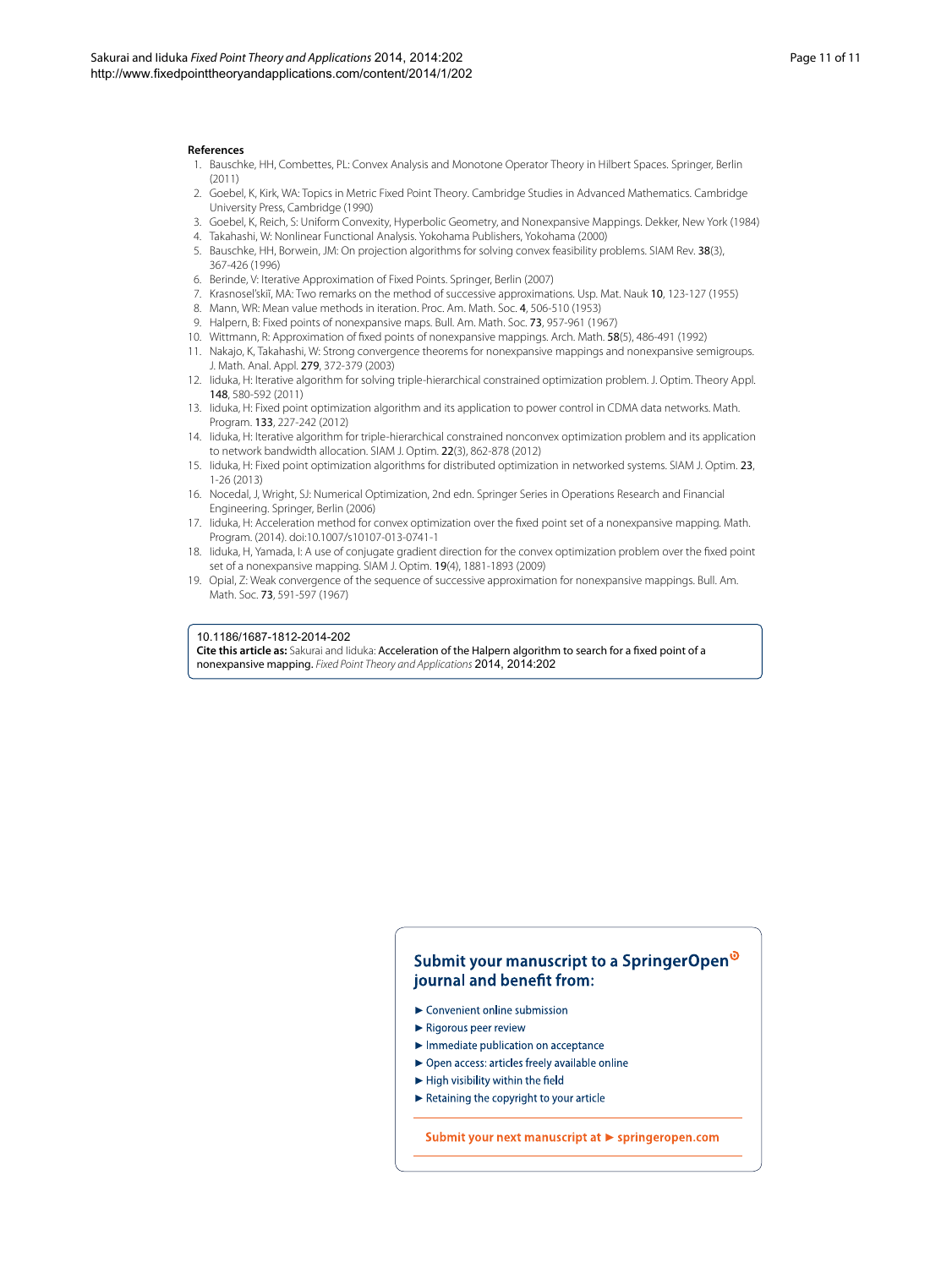## References

1. Bauschke, HH, Combettes, PL: Convex Analysis and Monotone Operator Theory in Hilbert Spaces. Springer, Berlin (2011)
2. Goebel, K, Kirk, WA: Topics in Metric Fixed Point Theory. Cambridge Studies in Advanced Mathematics. Cambridge University Press, Cambridge (1990)
3. Goebel, K, Reich, S: Uniform Convexity, Hyperbolic Geometry, and Nonexpansive Mappings. Dekker, New York (1984)
4. Takahashi, W: Nonlinear Functional Analysis. Yokohama Publishers, Yokohama (2000)
5. Bauschke, HH, Borwein, JM: On projection algorithms for solving convex feasibility problems. SIAM Rev. **38**(3), 367-426 (1996)
6. Berinde, V: Iterative Approximation of Fixed Points. Springer, Berlin (2007)
7. Krasnosel'skiĭ, MA: Two remarks on the method of successive approximations. Usp. Mat. Nauk **10**, 123-127 (1955)
8. Mann, WR: Mean value methods in iteration. Proc. Am. Math. Soc. **4**, 506-510 (1953)
9. Halpern, B: Fixed points of nonexpansive maps. Bull. Am. Math. Soc. **73**, 957-961 (1967)
10. Wittmann, R: Approximation of fixed points of nonexpansive mappings. Arch. Math. **58**(5), 486-491 (1992)
11. Nakajo, K, Takahashi, W: Strong convergence theorems for nonexpansive mappings and nonexpansive semigroups. J. Math. Anal. Appl. **279**, 372-379 (2003)
12. Iiduka, H: Iterative algorithm for solving triple-hierarchical constrained optimization problem. J. Optim. Theory Appl. **148**, 580-592 (2011)
13. Iiduka, H: Fixed point optimization algorithm and its application to power control in CDMA data networks. Math. Program. **133**, 227-242 (2012)
14. Iiduka, H: Iterative algorithm for triple-hierarchical constrained nonconvex optimization problem and its application to network bandwidth allocation. SIAM J. Optim. **22**(3), 862-878 (2012)
15. Iiduka, H: Fixed point optimization algorithms for distributed optimization in networked systems. SIAM J. Optim. **23**, 1-26 (2013)
16. Nocedal, J, Wright, SJ: Numerical Optimization, 2nd edn. Springer Series in Operations Research and Financial Engineering. Springer, Berlin (2006)
17. Iiduka, H: Acceleration method for convex optimization over the fixed point set of a nonexpansive mapping. Math. Program. (2014). doi:10.1007/s10107-013-0741-1
18. Iiduka, H, Yamada, I: A use of conjugate gradient direction for the convex optimization problem over the fixed point set of a nonexpansive mapping. SIAM J. Optim. **19**(4), 1881-1893 (2009)
19. Opial, Z: Weak convergence of the sequence of successive approximation for nonexpansive mappings. Bull. Am. Math. Soc. **73**, 591-597 (1967)

10.1186/1687-1812-2014-202
**Cite this article as:** Sakurai and Iiduka: Acceleration of the Halpern algorithm to search for a fixed point of a nonexpansive mapping. *Fixed Point Theory and Applications* 2014, 2014:202

**Submit your manuscript to a SpringerOpen journal and benefit from:**

- ► Convenient online submission
- ► Rigorous peer review
- ► Immediate publication on acceptance
- ► Open access: articles freely available online
- ► High visibility within the field
- ► Retaining the copyright to your article

**Submit your next manuscript at ► springeropen.com**